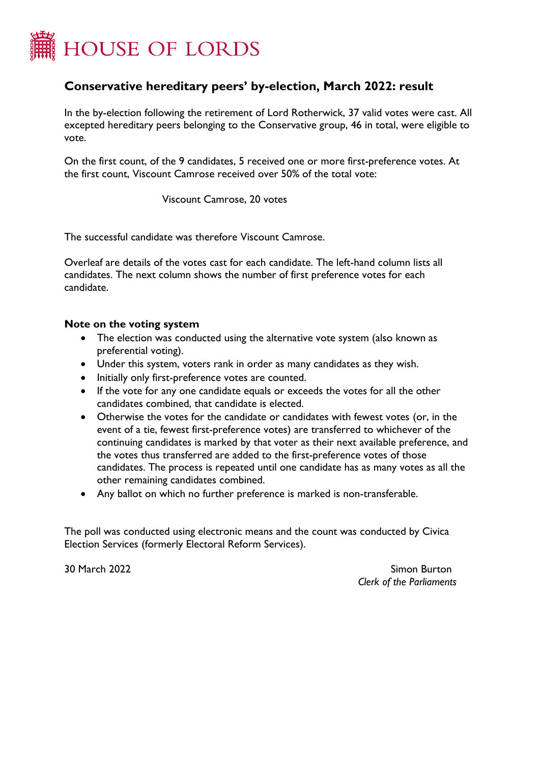# HOUSE OF LORDS

## Conservative hereditary peers' by-election, March 2022: result

In the by-election following the retirement of Lord Rotherwick, 37 valid votes were cast. All excepted hereditary peers belonging to the Conservative group, 46 in total, were eligible to vote.

On the first count, of the 9 candidates, 5 received one or more first-preference votes. At the first count, Viscount Camrose received over 50% of the total vote:

Viscount Camrose, 20 votes

The successful candidate was therefore Viscount Camrose.

Overleaf are details of the votes cast for each candidate. The left-hand column lists all candidates. The next column shows the number of first preference votes for each candidate.

### Note on the voting system

- The election was conducted using the alternative vote system (also known as preferential voting).
- Under this system, voters rank in order as many candidates as they wish.
- Initially only first-preference votes are counted.
- If the vote for any one candidate equals or exceeds the votes for all the other candidates combined, that candidate is elected.
- Otherwise the votes for the candidate or candidates with fewest votes (or, in the event of a tie, fewest first-preference votes) are transferred to whichever of the continuing candidates is marked by that voter as their next available preference, and the votes thus transferred are added to the first-preference votes of those candidates. The process is repeated until one candidate has as many votes as all the other remaining candidates combined.
- Any ballot on which no further preference is marked is non-transferable.

The poll was conducted using electronic means and the count was conducted by Civica Election Services (formerly Electoral Reform Services).

30 March 2022

Simon Burton
*Clerk of the Parliaments*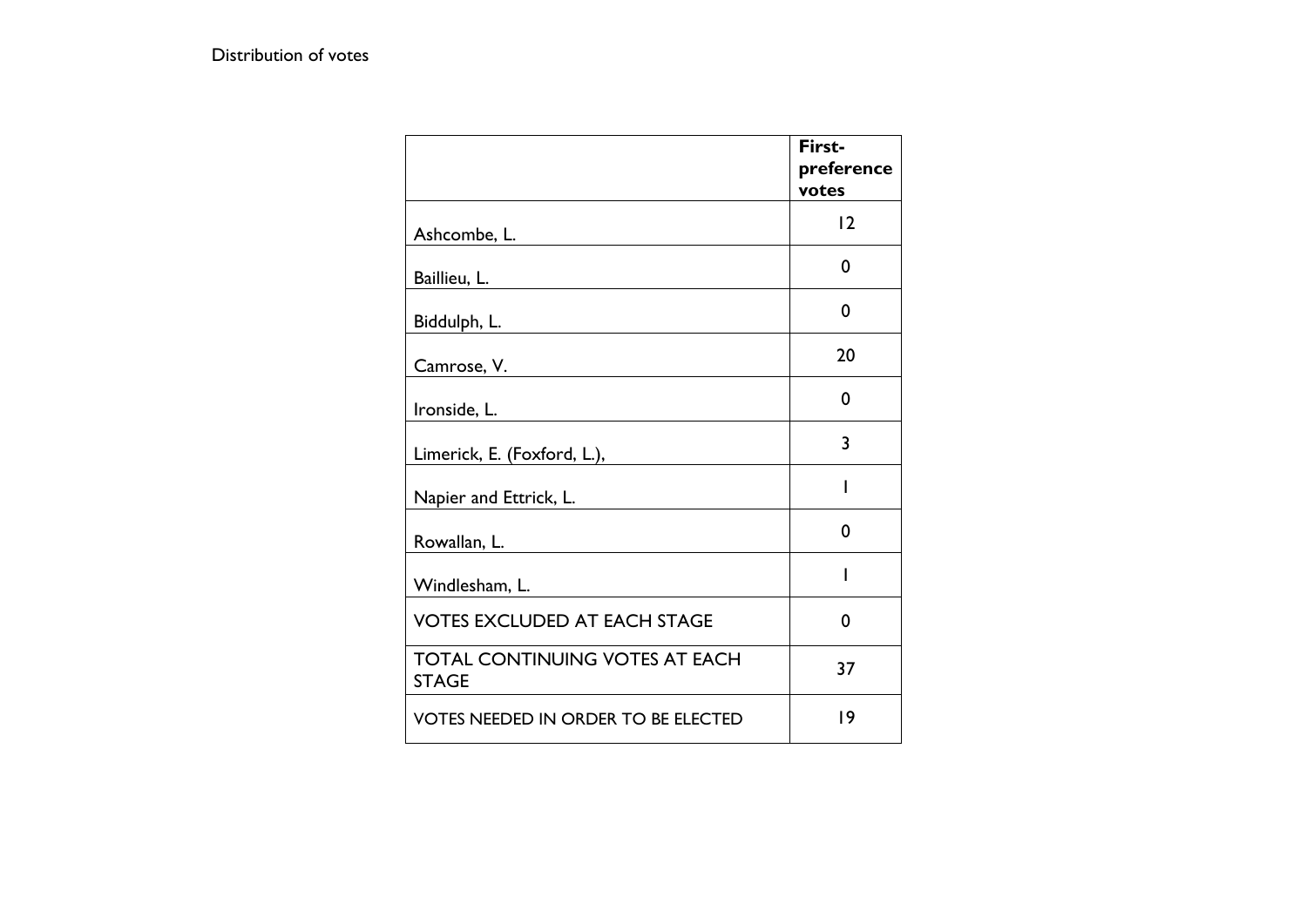Distribution of votes

| | First-preference votes |
| --- | --- |
| Ashcombe, L. | 12 |
| Baillieu, L. | 0 |
| Biddulph, L. | 0 |
| Camrose, V. | 20 |
| Ironside, L. | 0 |
| Limerick, E. (Foxford, L.), | 3 |
| Napier and Ettrick, L. | 1 |
| Rowallan, L. | 0 |
| Windlesham, L. | 1 |
| VOTES EXCLUDED AT EACH STAGE | 0 |
| TOTAL CONTINUING VOTES AT EACH STAGE | 37 |
| VOTES NEEDED IN ORDER TO BE ELECTED | 19 |